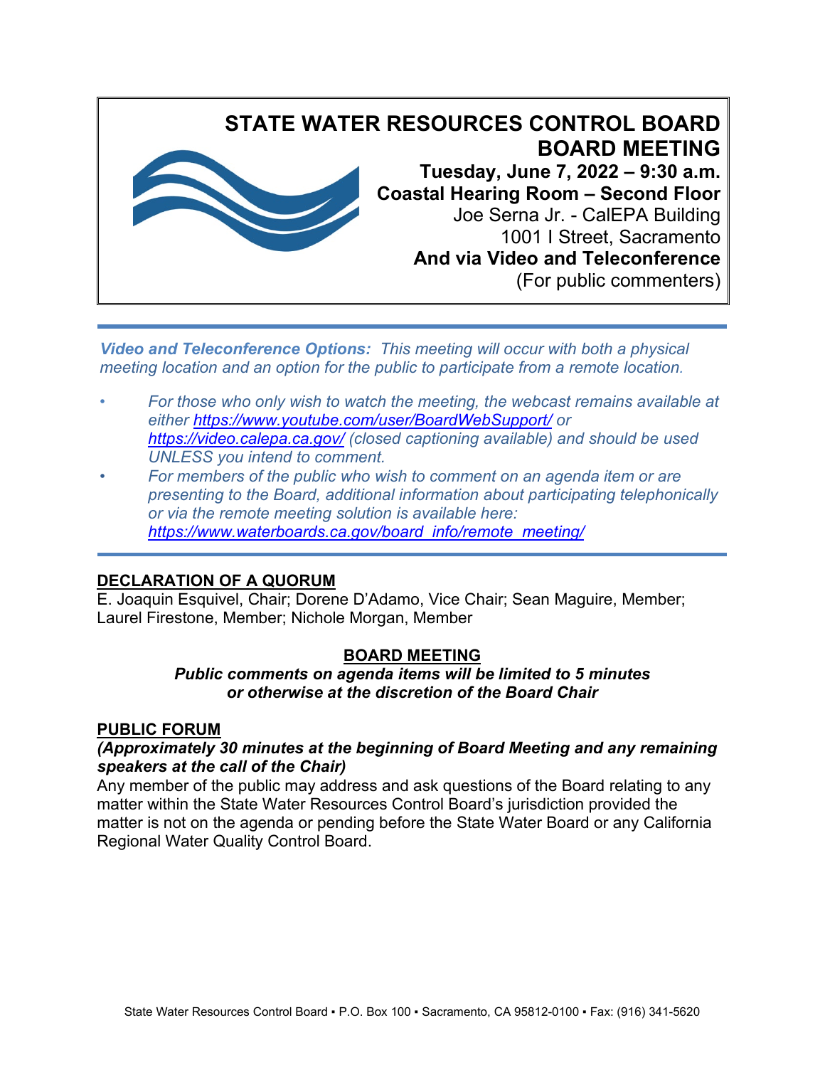# STATE WATER RESOURCES CONTROL BOARD
# BOARD MEETING

**Tuesday, June 7, 2022 – 9:30 a.m.**
**Coastal Hearing Room – Second Floor**
Joe Serna Jr. - CalEPA Building
1001 I Street, Sacramento
**And via Video and Teleconference**
(For public commenters)

***Video and Teleconference Options:*** *This meeting will occur with both a physical meeting location and an option for the public to participate from a remote location.*

- *For those who only wish to watch the meeting, the webcast remains available at either [https://www.youtube.com/user/BoardWebSupport/](https://www.youtube.com/user/BoardWebSupport/) or [https://video.calepa.ca.gov/](https://video.calepa.ca.gov/) (closed captioning available) and should be used UNLESS you intend to comment.*
- *For members of the public who wish to comment on an agenda item or are presenting to the Board, additional information about participating telephonically or via the remote meeting solution is available here: [https://www.waterboards.ca.gov/board_info/remote_meeting/](https://www.waterboards.ca.gov/board_info/remote_meeting/)*

## DECLARATION OF A QUORUM

E. Joaquin Esquivel, Chair; Dorene D'Adamo, Vice Chair; Sean Maguire, Member; Laurel Firestone, Member; Nichole Morgan, Member

## BOARD MEETING

***Public comments on agenda items will be limited to 5 minutes or otherwise at the discretion of the Board Chair***

## PUBLIC FORUM

***(Approximately 30 minutes at the beginning of Board Meeting and any remaining speakers at the call of the Chair)***

Any member of the public may address and ask questions of the Board relating to any matter within the State Water Resources Control Board's jurisdiction provided the matter is not on the agenda or pending before the State Water Board or any California Regional Water Quality Control Board.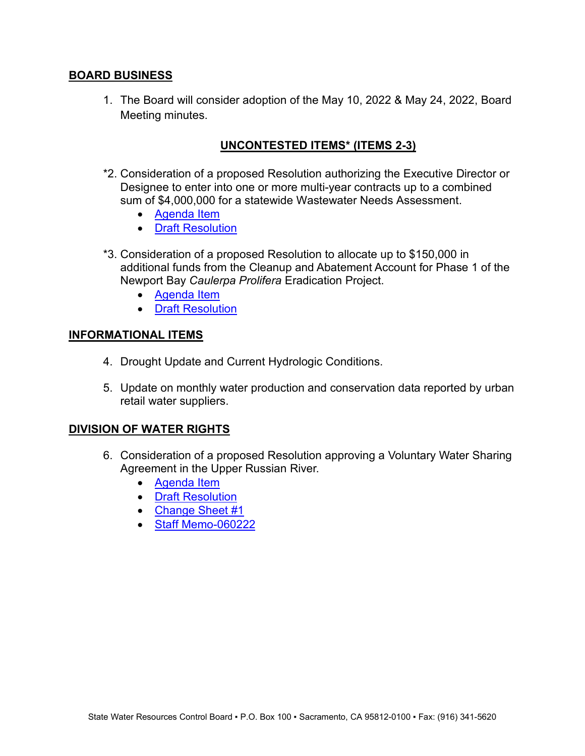## BOARD BUSINESS

1. The Board will consider adoption of the May 10, 2022 & May 24, 2022, Board Meeting minutes.

### UNCONTESTED ITEMS* (ITEMS 2-3)

*2. Consideration of a proposed Resolution authorizing the Executive Director or Designee to enter into one or more multi-year contracts up to a combined sum of $4,000,000 for a statewide Wastewater Needs Assessment.

- Agenda Item
- Draft Resolution

*3. Consideration of a proposed Resolution to allocate up to $150,000 in additional funds from the Cleanup and Abatement Account for Phase 1 of the Newport Bay *Caulerpa Prolifera* Eradication Project.

- Agenda Item
- Draft Resolution

## INFORMATIONAL ITEMS

4. Drought Update and Current Hydrologic Conditions.

5. Update on monthly water production and conservation data reported by urban retail water suppliers.

## DIVISION OF WATER RIGHTS

6. Consideration of a proposed Resolution approving a Voluntary Water Sharing Agreement in the Upper Russian River.
    - Agenda Item
    - Draft Resolution
    - Change Sheet #1
    - Staff Memo-060222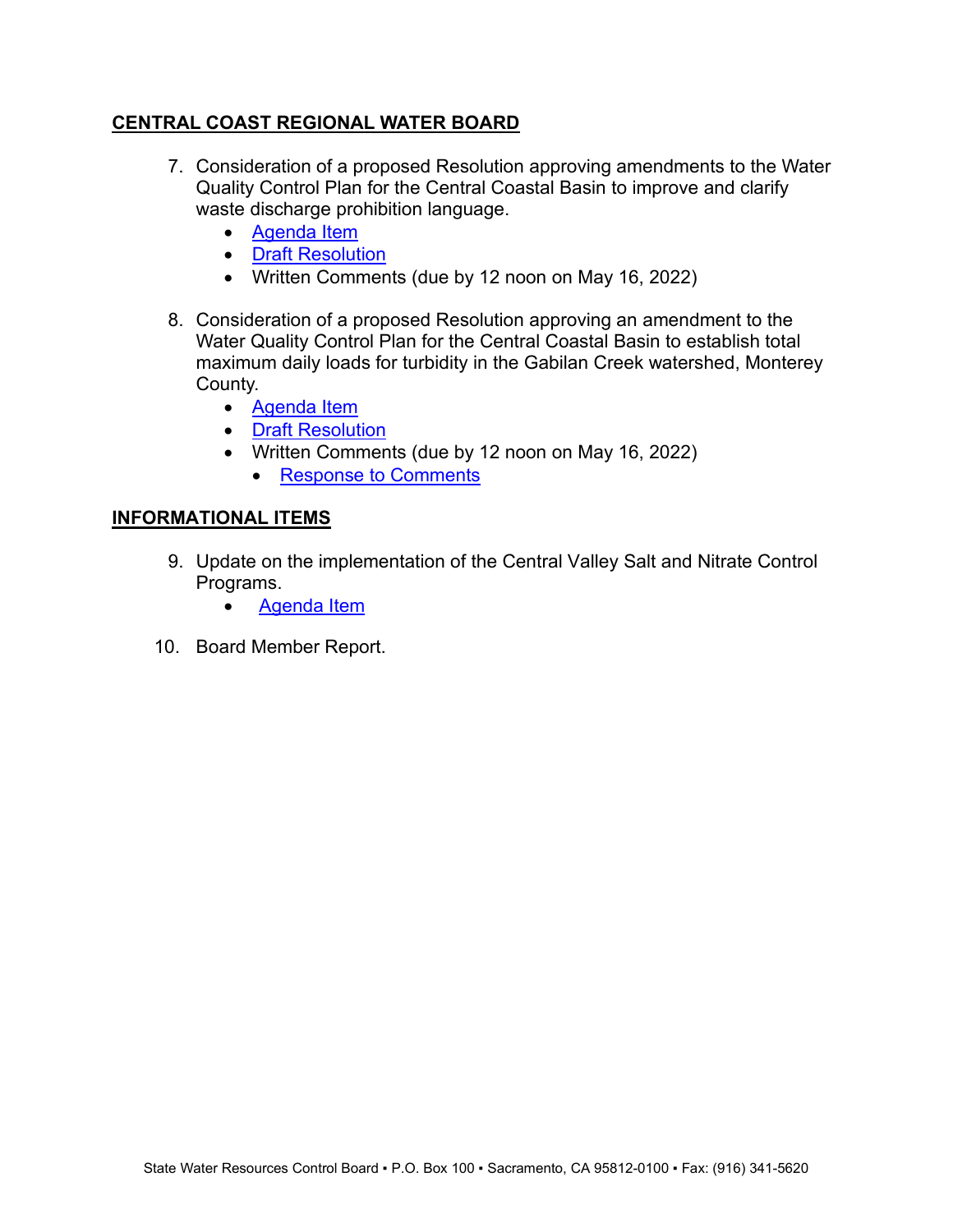## CENTRAL COAST REGIONAL WATER BOARD

7. Consideration of a proposed Resolution approving amendments to the Water Quality Control Plan for the Central Coastal Basin to improve and clarify waste discharge prohibition language.
   - Agenda Item
   - Draft Resolution
   - Written Comments (due by 12 noon on May 16, 2022)

8. Consideration of a proposed Resolution approving an amendment to the Water Quality Control Plan for the Central Coastal Basin to establish total maximum daily loads for turbidity in the Gabilan Creek watershed, Monterey County.
   - Agenda Item
   - Draft Resolution
   - Written Comments (due by 12 noon on May 16, 2022)
     - Response to Comments

## INFORMATIONAL ITEMS

9. Update on the implementation of the Central Valley Salt and Nitrate Control Programs.
   - Agenda Item

10. Board Member Report.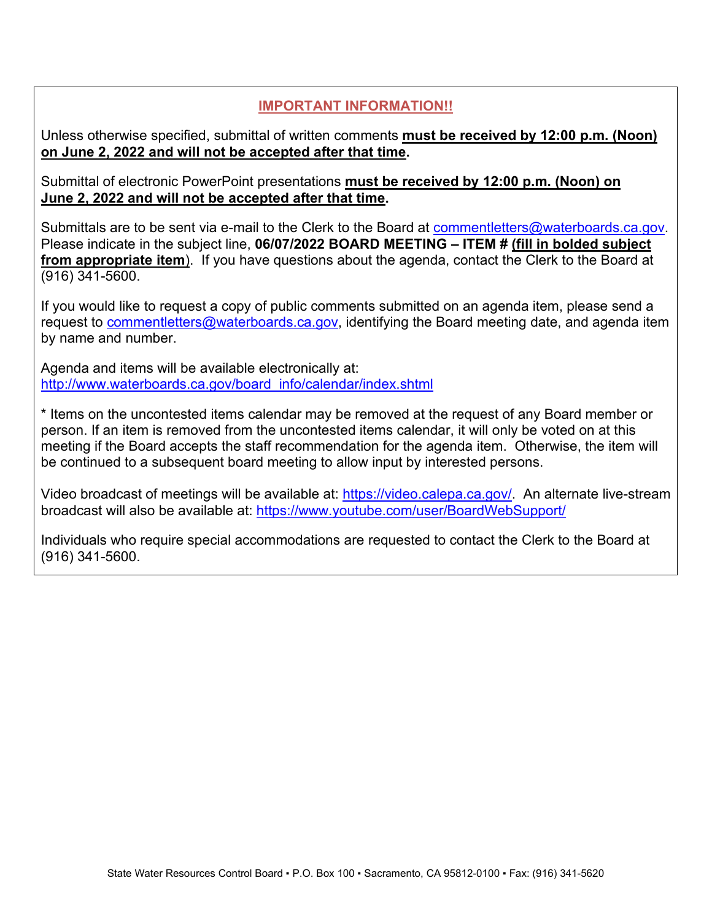## IMPORTANT INFORMATION!!

Unless otherwise specified, submittal of written comments **must be received by 12:00 p.m. (Noon) on June 2, 2022 and will not be accepted after that time.**

Submittal of electronic PowerPoint presentations **must be received by 12:00 p.m. (Noon) on June 2, 2022 and will not be accepted after that time.**

Submittals are to be sent via e-mail to the Clerk to the Board at commentletters@waterboards.ca.gov. Please indicate in the subject line, **06/07/2022 BOARD MEETING – ITEM # (fill in bolded subject from appropriate item)**. If you have questions about the agenda, contact the Clerk to the Board at (916) 341-5600.

If you would like to request a copy of public comments submitted on an agenda item, please send a request to commentletters@waterboards.ca.gov, identifying the Board meeting date, and agenda item by name and number.

Agenda and items will be available electronically at:
http://www.waterboards.ca.gov/board_info/calendar/index.shtml

* Items on the uncontested items calendar may be removed at the request of any Board member or person. If an item is removed from the uncontested items calendar, it will only be voted on at this meeting if the Board accepts the staff recommendation for the agenda item. Otherwise, the item will be continued to a subsequent board meeting to allow input by interested persons.

Video broadcast of meetings will be available at: https://video.calepa.ca.gov/. An alternate live-stream broadcast will also be available at: https://www.youtube.com/user/BoardWebSupport/

Individuals who require special accommodations are requested to contact the Clerk to the Board at (916) 341-5600.